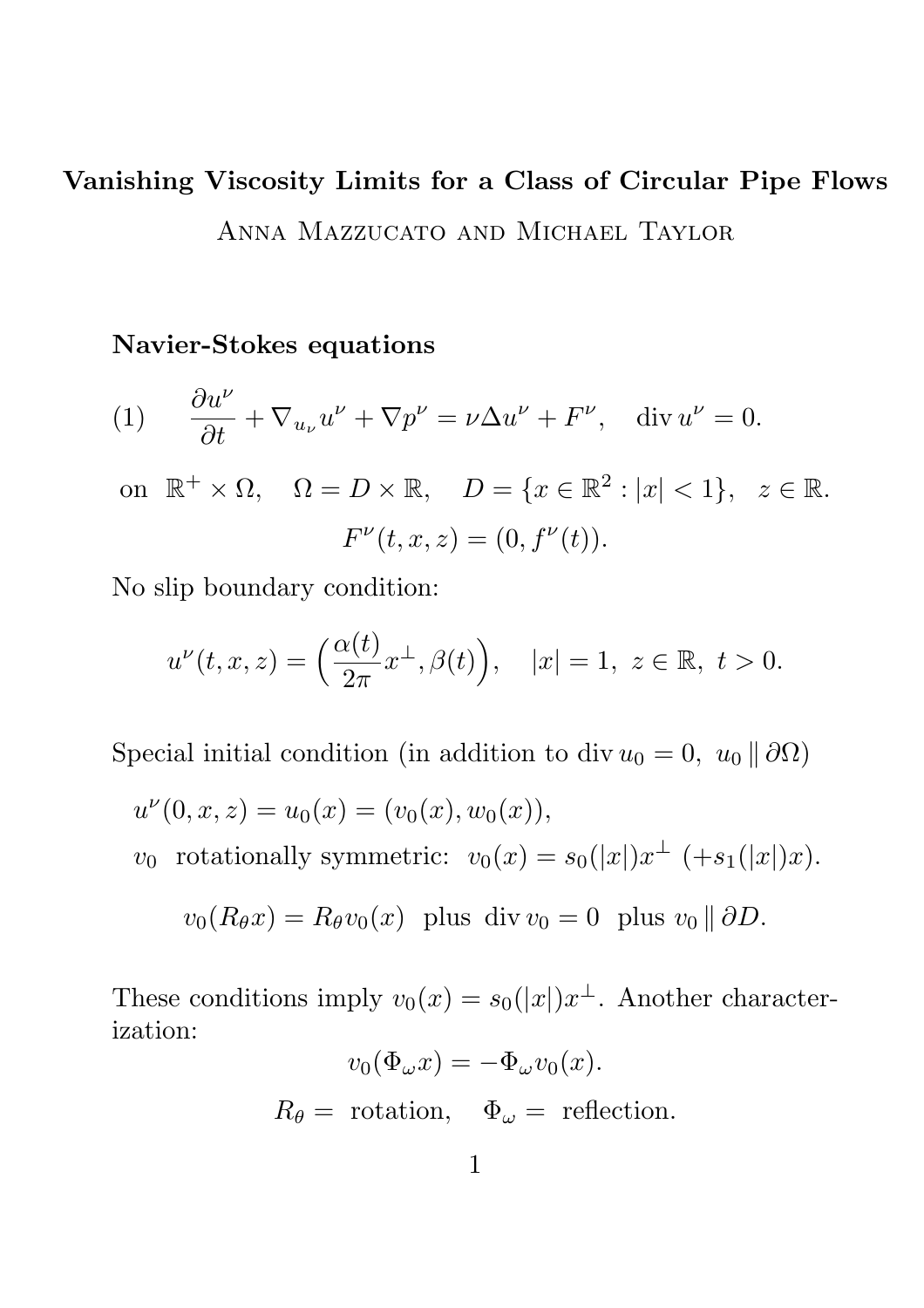# Vanishing Viscosity Limits for a Class of Circular Pipe Flows

Anna Mazzucato and Michael Taylor

**Navier-Stokes equations**

$$\frac{\partial u^\nu}{\partial t} + \nabla_{u_\nu} u^\nu + \nabla p^\nu = \nu \Delta u^\nu + F^\nu, \quad \operatorname{div} u^\nu = 0. \tag{1}$$

on $\mathbb{R}^+ \times \Omega, \quad \Omega = D \times \mathbb{R}, \quad D = \{x \in \mathbb{R}^2 : |x| < 1\}, \quad z \in \mathbb{R}.$

$$F^\nu(t, x, z) = (0, f^\nu(t)).$$

No slip boundary condition:

$$u^\nu(t, x, z) = \Big(\frac{\alpha(t)}{2\pi} x^\perp, \beta(t)\Big), \quad |x| = 1, \ z \in \mathbb{R}, \ t > 0.$$

Special initial condition (in addition to $\operatorname{div} u_0 = 0, \ u_0 \parallel \partial\Omega$)

$u^\nu(0, x, z) = u_0(x) = (v_0(x), w_0(x)),$

$v_0$ rotationally symmetric: $v_0(x) = s_0(|x|)x^\perp \ (+ s_1(|x|)x).$

$$v_0(R_\theta x) = R_\theta v_0(x) \ \text{ plus } \operatorname{div} v_0 = 0 \ \text{ plus } v_0 \parallel \partial D.$$

These conditions imply $v_0(x) = s_0(|x|)x^\perp$. Another characterization:

$$v_0(\Phi_\omega x) = -\Phi_\omega v_0(x).$$

$$R_\theta = \text{ rotation}, \quad \Phi_\omega = \text{ reflection}.$$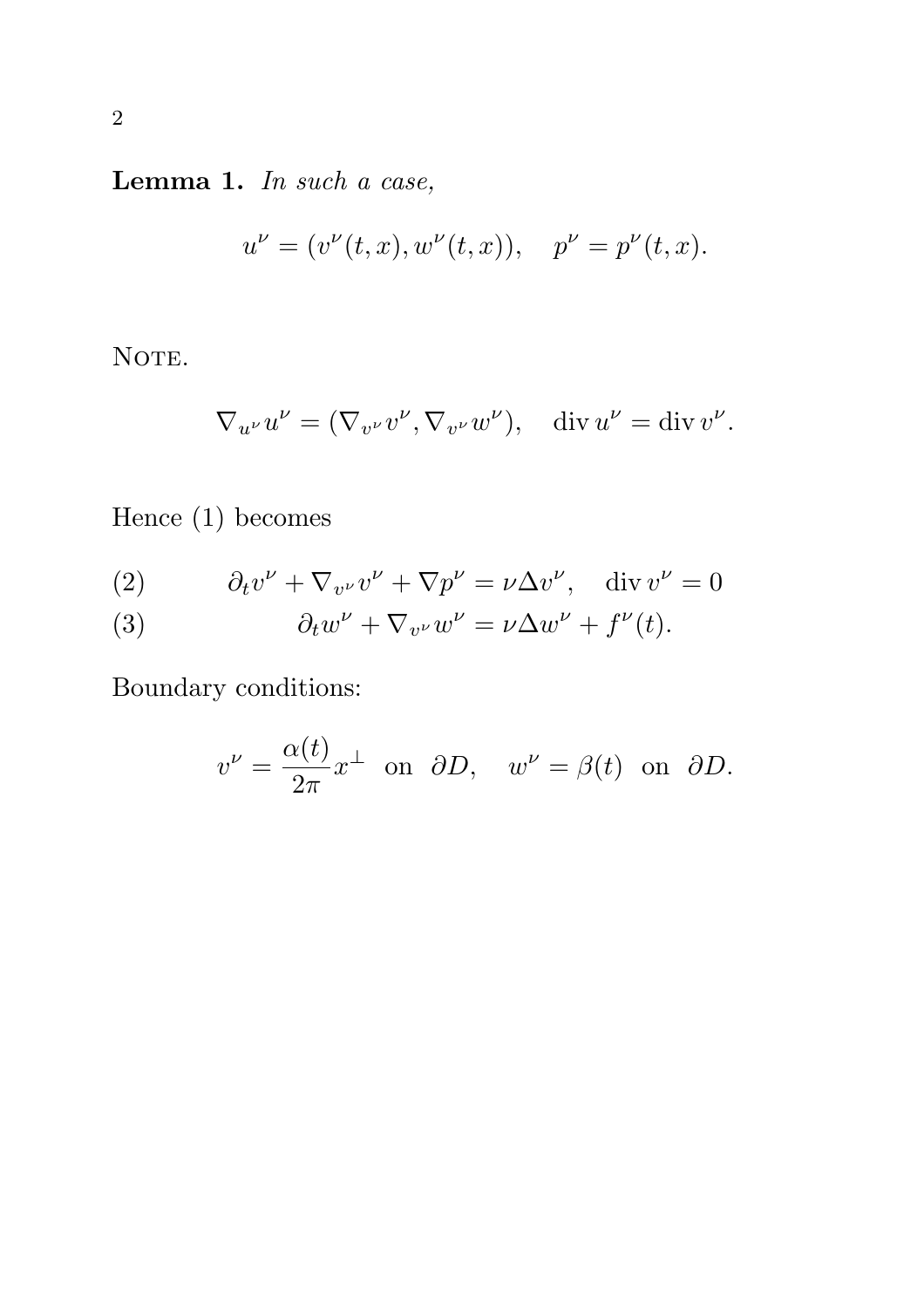**Lemma 1.** *In such a case,*

$$u^\nu = (v^\nu(t,x), w^\nu(t,x)), \quad p^\nu = p^\nu(t,x).$$

Note.

$$\nabla_{u^\nu} u^\nu = (\nabla_{v^\nu} v^\nu, \nabla_{v^\nu} w^\nu), \quad \operatorname{div} u^\nu = \operatorname{div} v^\nu.$$

Hence (1) becomes

$$\partial_t v^\nu + \nabla_{v^\nu} v^\nu + \nabla p^\nu = \nu \Delta v^\nu, \quad \operatorname{div} v^\nu = 0 \tag{2}$$

$$\partial_t w^\nu + \nabla_{v^\nu} w^\nu = \nu \Delta w^\nu + f^\nu(t). \tag{3}$$

Boundary conditions:

$$v^\nu = \frac{\alpha(t)}{2\pi} x^\perp \ \text{ on } \ \partial D, \quad w^\nu = \beta(t) \ \text{ on } \ \partial D.$$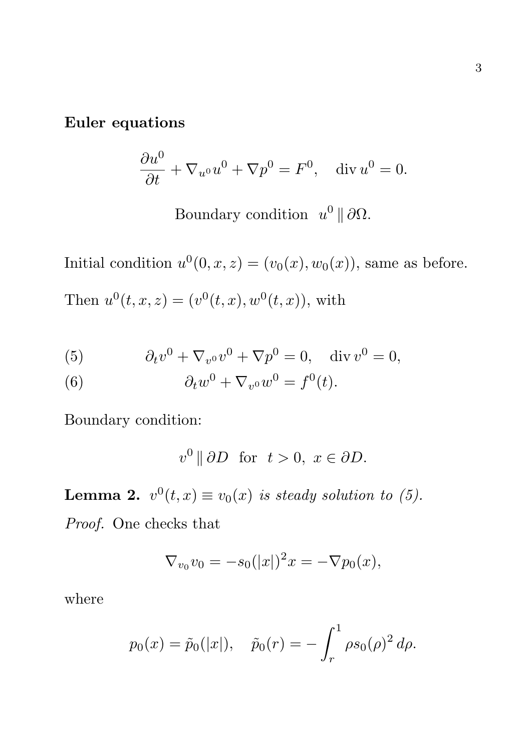**Euler equations**

$$\frac{\partial u^0}{\partial t} + \nabla_{u^0} u^0 + \nabla p^0 = F^0, \quad \operatorname{div} u^0 = 0.$$

$$\text{Boundary condition } \ u^0 \parallel \partial\Omega.$$

Initial condition $u^0(0, x, z) = (v_0(x), w_0(x))$, same as before.

Then $u^0(t, x, z) = (v^0(t, x), w^0(t, x))$, with

$$\partial_t v^0 + \nabla_{v^0} v^0 + \nabla p^0 = 0, \quad \operatorname{div} v^0 = 0, \tag{5}$$

$$\partial_t w^0 + \nabla_{v^0} w^0 = f^0(t). \tag{6}$$

Boundary condition:

$$v^0 \parallel \partial D \ \text{ for } \ t > 0, \ x \in \partial D.$$

**Lemma 2.** *$v^0(t, x) \equiv v_0(x)$ is steady solution to (5).*

*Proof.* One checks that

$$\nabla_{v_0} v_0 = -s_0(|x|)^2 x = -\nabla p_0(x),$$

where

$$p_0(x) = \tilde{p}_0(|x|), \quad \tilde{p}_0(r) = -\int_r^1 \rho s_0(\rho)^2 \, d\rho.$$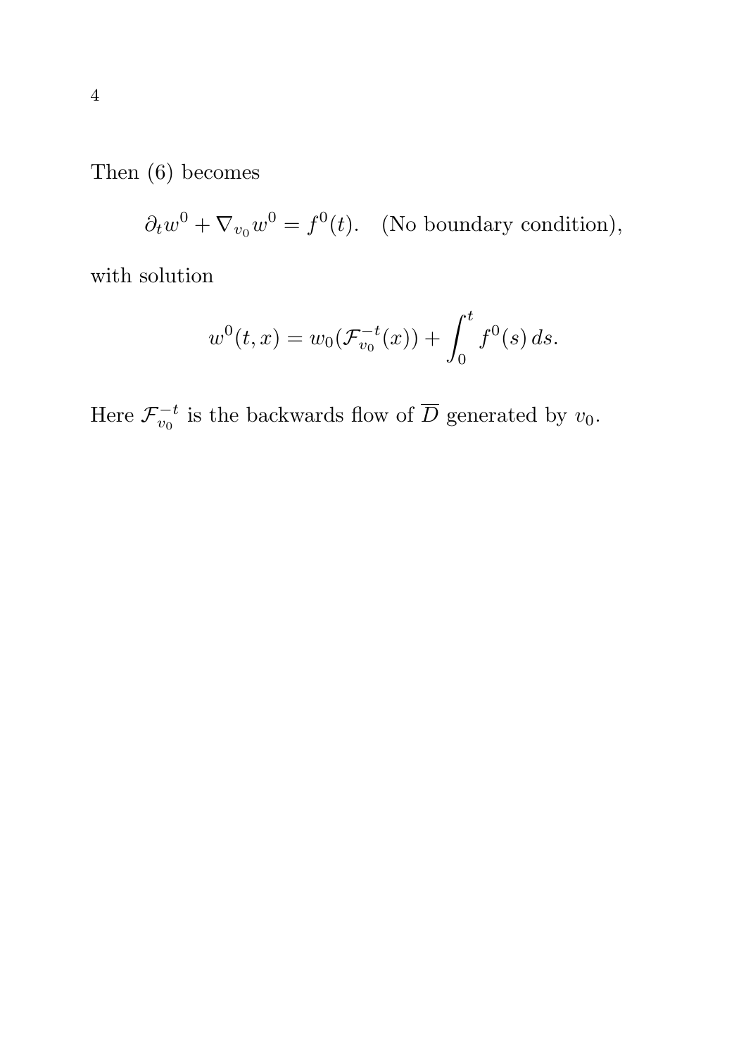Then (6) becomes

$$\partial_t w^0 + \nabla_{v_0} w^0 = f^0(t). \quad \text{(No boundary condition)},$$

with solution

$$w^0(t,x) = w_0(\mathcal{F}_{v_0}^{-t}(x)) + \int_0^t f^0(s)\, ds.$$

Here $\mathcal{F}_{v_0}^{-t}$ is the backwards flow of $\overline{D}$ generated by $v_0$.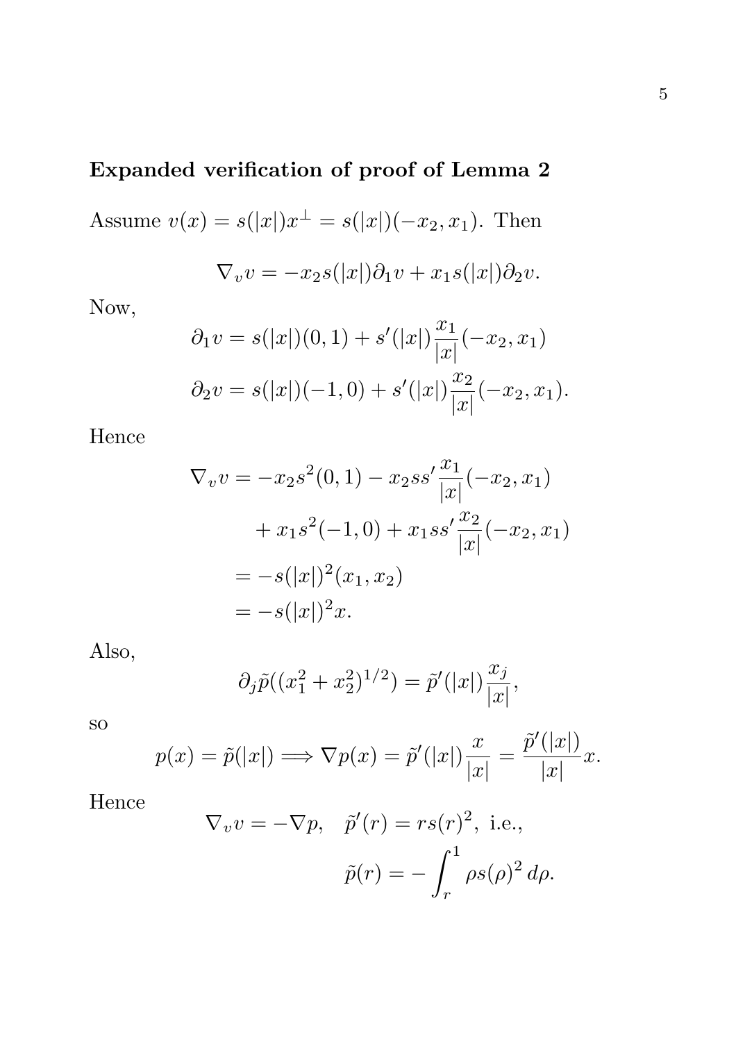**Expanded verification of proof of Lemma 2**

Assume $v(x) = s(|x|)x^\perp = s(|x|)(-x_2, x_1)$. Then

$$\nabla_v v = -x_2 s(|x|)\partial_1 v + x_1 s(|x|)\partial_2 v.$$

Now,

$$\partial_1 v = s(|x|)(0,1) + s'(|x|)\frac{x_1}{|x|}(-x_2, x_1)$$
$$\partial_2 v = s(|x|)(-1,0) + s'(|x|)\frac{x_2}{|x|}(-x_2, x_1).$$

Hence

$$\begin{aligned}
\nabla_v v &= -x_2 s^2(0,1) - x_2 s s'\frac{x_1}{|x|}(-x_2, x_1) \\
&\quad + x_1 s^2(-1,0) + x_1 s s'\frac{x_2}{|x|}(-x_2, x_1) \\
&= -s(|x|)^2(x_1, x_2) \\
&= -s(|x|)^2 x.
\end{aligned}$$

Also,

$$\partial_j \tilde{p}((x_1^2 + x_2^2)^{1/2}) = \tilde{p}'(|x|)\frac{x_j}{|x|},$$

so

$$p(x) = \tilde{p}(|x|) \Longrightarrow \nabla p(x) = \tilde{p}'(|x|)\frac{x}{|x|} = \frac{\tilde{p}'(|x|)}{|x|}x.$$

Hence

$$\nabla_v v = -\nabla p, \quad \tilde{p}'(r) = rs(r)^2, \text{ i.e.,}$$
$$\tilde{p}(r) = -\int_r^1 \rho s(\rho)^2 \, d\rho.$$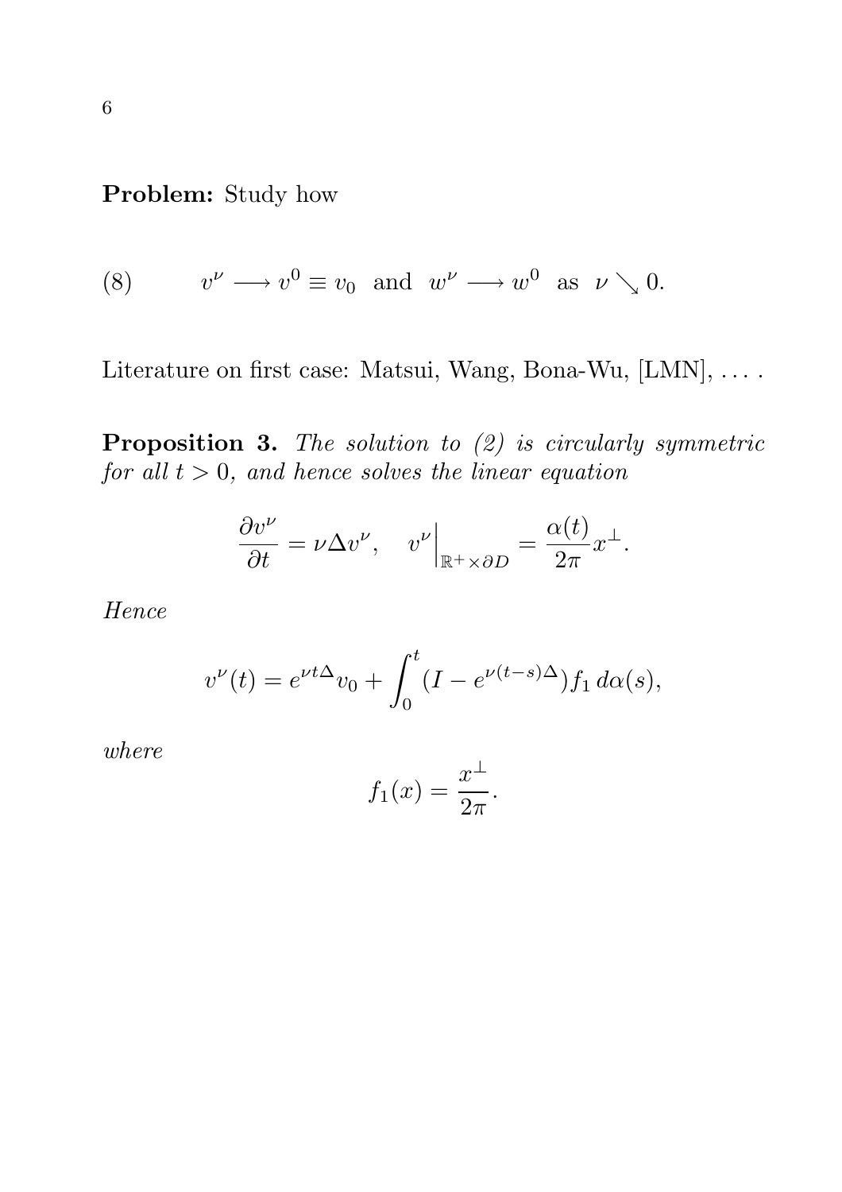**Problem:** Study how

$$v^\nu \longrightarrow v^0 \equiv v_0 \ \text{ and } \ w^\nu \longrightarrow w^0 \ \text{ as } \ \nu \searrow 0. \tag{8}$$

Literature on first case: Matsui, Wang, Bona-Wu, [LMN], … .

**Proposition 3.** *The solution to (2) is circularly symmetric for all $t > 0$, and hence solves the linear equation*

$$\frac{\partial v^\nu}{\partial t} = \nu \Delta v^\nu, \quad v^\nu \Big|_{\mathbb{R}^+ \times \partial D} = \frac{\alpha(t)}{2\pi} x^\perp.$$

*Hence*

$$v^\nu(t) = e^{\nu t \Delta} v_0 + \int_0^t (I - e^{\nu(t-s)\Delta}) f_1 \, d\alpha(s),$$

*where*

$$f_1(x) = \frac{x^\perp}{2\pi}.$$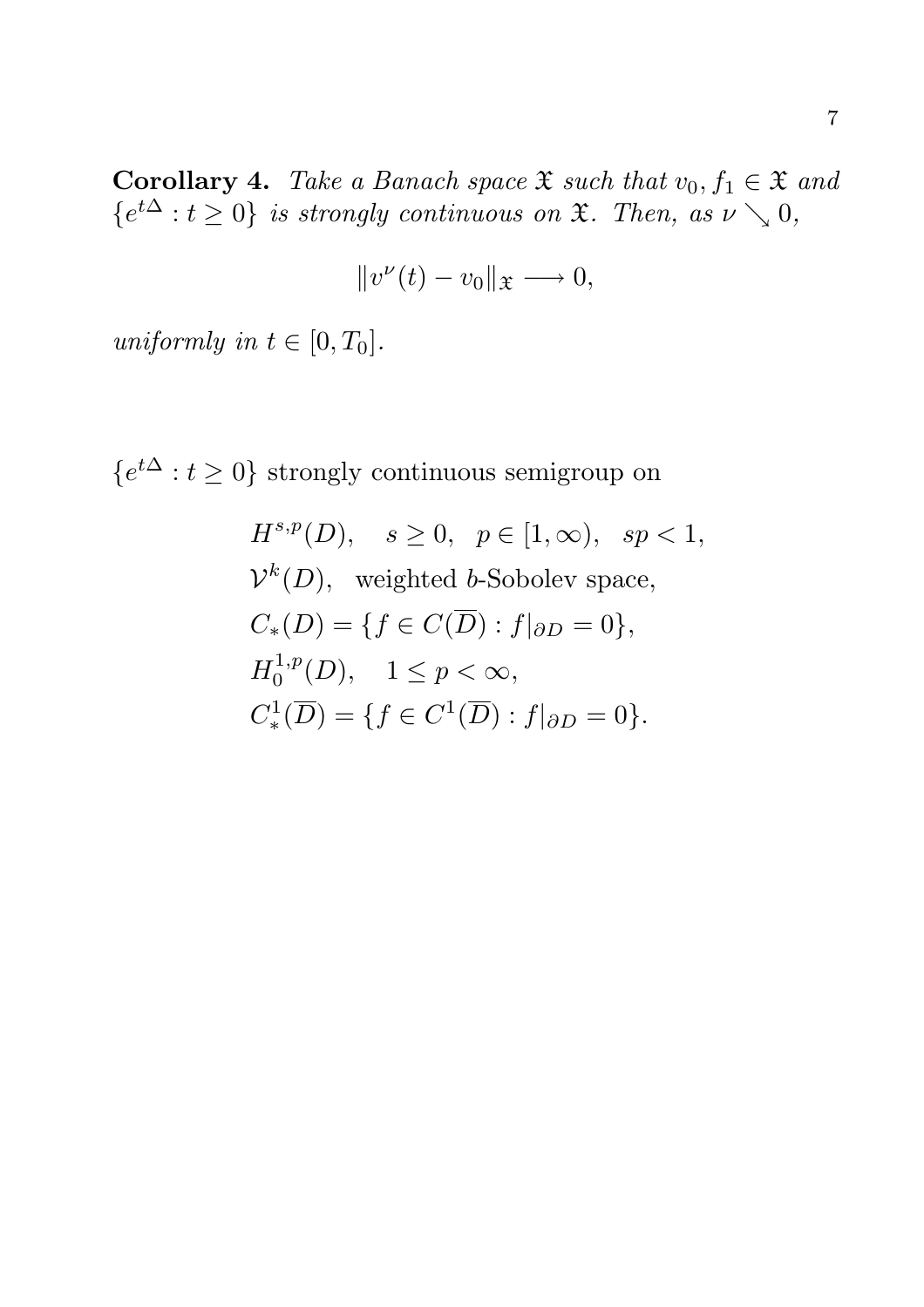**Corollary 4.** *Take a Banach space $\mathfrak{X}$ such that $v_0, f_1 \in \mathfrak{X}$ and $\{e^{t\Delta} : t \geq 0\}$ is strongly continuous on $\mathfrak{X}$. Then, as $\nu \searrow 0$,*

$$\|v^\nu(t) - v_0\|_{\mathfrak{X}} \longrightarrow 0,$$

*uniformly in $t \in [0, T_0]$.*

$\{e^{t\Delta} : t \geq 0\}$ strongly continuous semigroup on

$$\begin{aligned}
&H^{s,p}(D), \quad s \geq 0, \quad p \in [1, \infty), \quad sp < 1, \\
&\mathcal{V}^k(D), \quad \text{weighted } b\text{-Sobolev space}, \\
&C_*(D) = \{f \in C(\overline{D}) : f|_{\partial D} = 0\}, \\
&H_0^{1,p}(D), \quad 1 \leq p < \infty, \\
&C_*^1(\overline{D}) = \{f \in C^1(\overline{D}) : f|_{\partial D} = 0\}.
\end{aligned}$$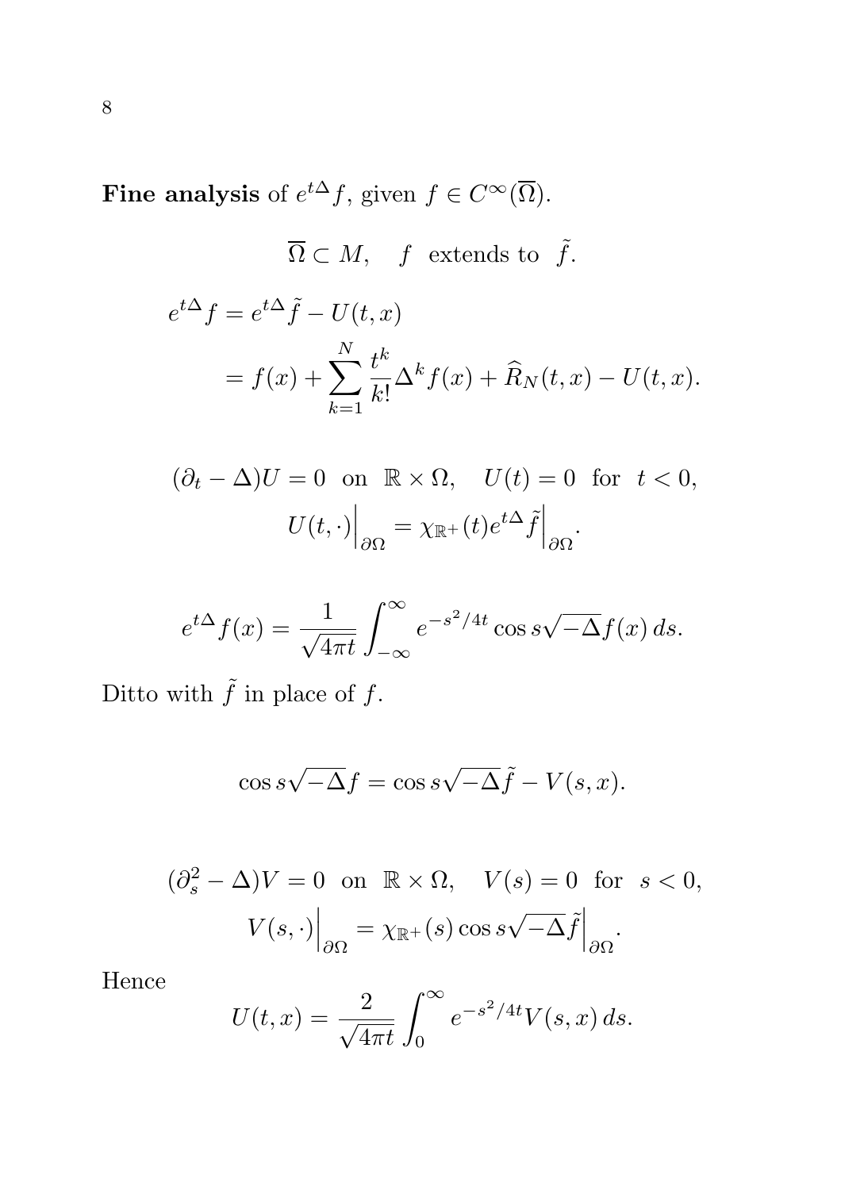**Fine analysis** of $e^{t\Delta}f$, given $f \in C^\infty(\overline{\Omega})$.

$$\overline{\Omega} \subset M, \quad f \text{ extends to } \tilde{f}.$$

$$\begin{aligned}
e^{t\Delta}f &= e^{t\Delta}\tilde{f} - U(t,x) \\
&= f(x) + \sum_{k=1}^{N} \frac{t^k}{k!}\Delta^k f(x) + \widehat{R}_N(t,x) - U(t,x).
\end{aligned}$$

$$(\partial_t - \Delta)U = 0 \text{ on } \mathbb{R}\times\Omega, \quad U(t) = 0 \text{ for } t < 0,$$
$$U(t,\cdot)\Big|_{\partial\Omega} = \chi_{\mathbb{R}^+}(t)e^{t\Delta}\tilde{f}\Big|_{\partial\Omega}.$$

$$e^{t\Delta}f(x) = \frac{1}{\sqrt{4\pi t}}\int_{-\infty}^{\infty} e^{-s^2/4t}\cos s\sqrt{-\Delta}f(x)\,ds.$$

Ditto with $\tilde{f}$ in place of $f$.

$$\cos s\sqrt{-\Delta}f = \cos s\sqrt{-\Delta}\tilde{f} - V(s,x).$$

$$(\partial_s^2 - \Delta)V = 0 \text{ on } \mathbb{R}\times\Omega, \quad V(s) = 0 \text{ for } s < 0,$$
$$V(s,\cdot)\Big|_{\partial\Omega} = \chi_{\mathbb{R}^+}(s)\cos s\sqrt{-\Delta}\tilde{f}\Big|_{\partial\Omega}.$$

Hence

$$U(t,x) = \frac{2}{\sqrt{4\pi t}}\int_0^{\infty} e^{-s^2/4t}V(s,x)\,ds.$$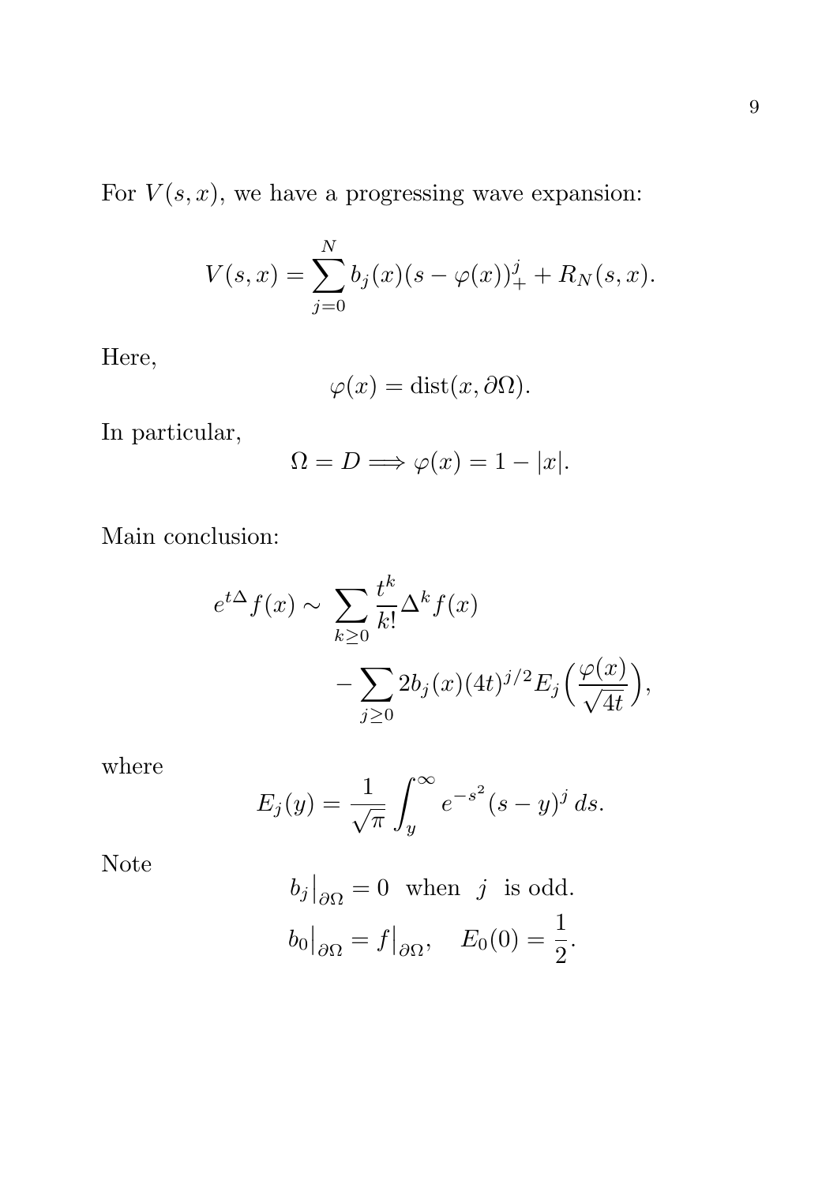For $V(s,x)$, we have a progressing wave expansion:

$$V(s,x) = \sum_{j=0}^{N} b_j(x)(s-\varphi(x))_+^j + R_N(s,x).$$

Here,

$$\varphi(x) = \operatorname{dist}(x, \partial\Omega).$$

In particular,

$$\Omega = D \Longrightarrow \varphi(x) = 1 - |x|.$$

Main conclusion:

$$\begin{aligned} e^{t\Delta} f(x) \sim \ & \sum_{k \ge 0} \frac{t^k}{k!} \Delta^k f(x) \\ & - \sum_{j \ge 0} 2 b_j(x) (4t)^{j/2} E_j\Big(\frac{\varphi(x)}{\sqrt{4t}}\Big), \end{aligned}$$

where

$$E_j(y) = \frac{1}{\sqrt{\pi}} \int_y^\infty e^{-s^2} (s-y)^j \, ds.$$

Note

$$b_j\big|_{\partial\Omega} = 0 \quad \text{when} \quad j \quad \text{is odd.}$$

$$b_0\big|_{\partial\Omega} = f\big|_{\partial\Omega}, \quad E_0(0) = \frac{1}{2}.$$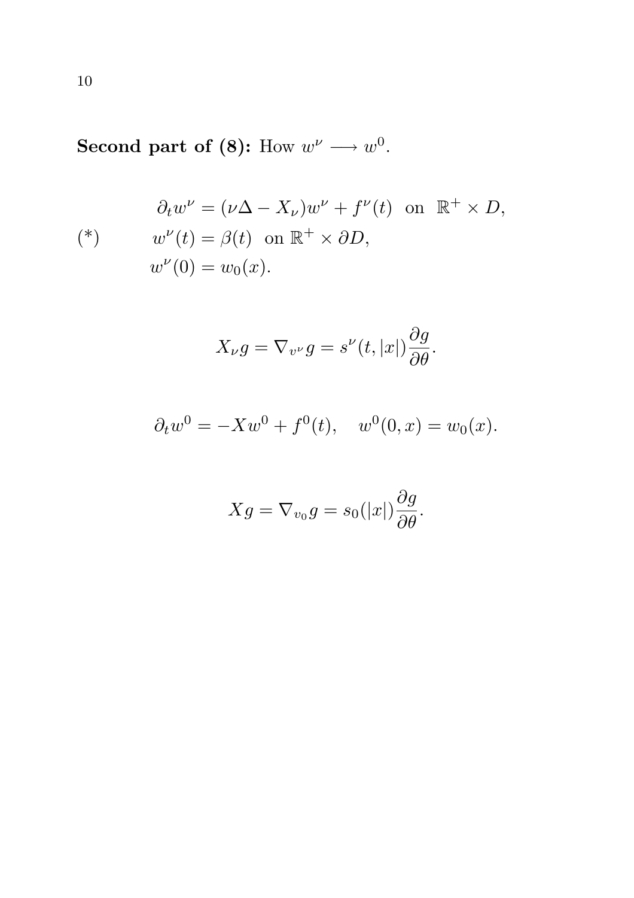**Second part of (8):** How $w^\nu \longrightarrow w^0$.

$$
(*) \qquad
\begin{aligned}
&\partial_t w^\nu = (\nu\Delta - X_\nu)w^\nu + f^\nu(t) \text{ on } \mathbb{R}^+ \times D, \\
&w^\nu(t) = \beta(t) \text{ on } \mathbb{R}^+ \times \partial D, \\
&w^\nu(0) = w_0(x).
\end{aligned}
$$

$$
X_\nu g = \nabla_{v^\nu} g = s^\nu(t, |x|)\frac{\partial g}{\partial \theta}.
$$

$$
\partial_t w^0 = -Xw^0 + f^0(t), \quad w^0(0, x) = w_0(x).
$$

$$
Xg = \nabla_{v_0} g = s_0(|x|)\frac{\partial g}{\partial \theta}.
$$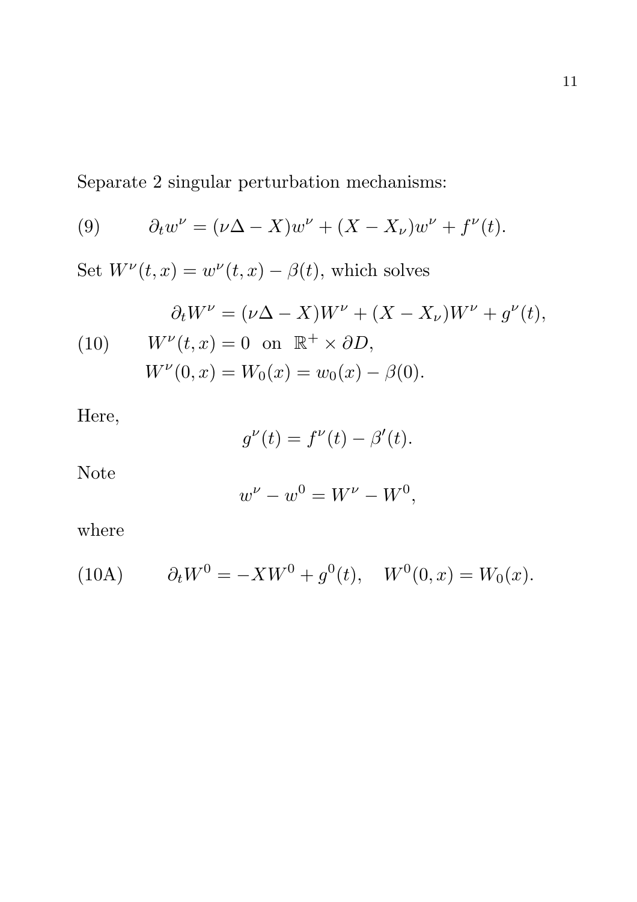Separate 2 singular perturbation mechanisms:

$$\partial_t w^\nu = (\nu\Delta - X)w^\nu + (X - X_\nu)w^\nu + f^\nu(t). \tag{9}$$

Set $W^\nu(t,x) = w^\nu(t,x) - \beta(t)$, which solves

$$\begin{aligned}
&\partial_t W^\nu = (\nu\Delta - X)W^\nu + (X - X_\nu)W^\nu + g^\nu(t), \\
&W^\nu(t,x) = 0 \quad \text{on} \quad \mathbb{R}^+ \times \partial D, \\
&W^\nu(0,x) = W_0(x) = w_0(x) - \beta(0).
\end{aligned} \tag{10}$$

Here,

$$g^\nu(t) = f^\nu(t) - \beta'(t).$$

Note

$$w^\nu - w^0 = W^\nu - W^0,$$

where

$$\partial_t W^0 = -XW^0 + g^0(t), \quad W^0(0,x) = W_0(x). \tag{10A}$$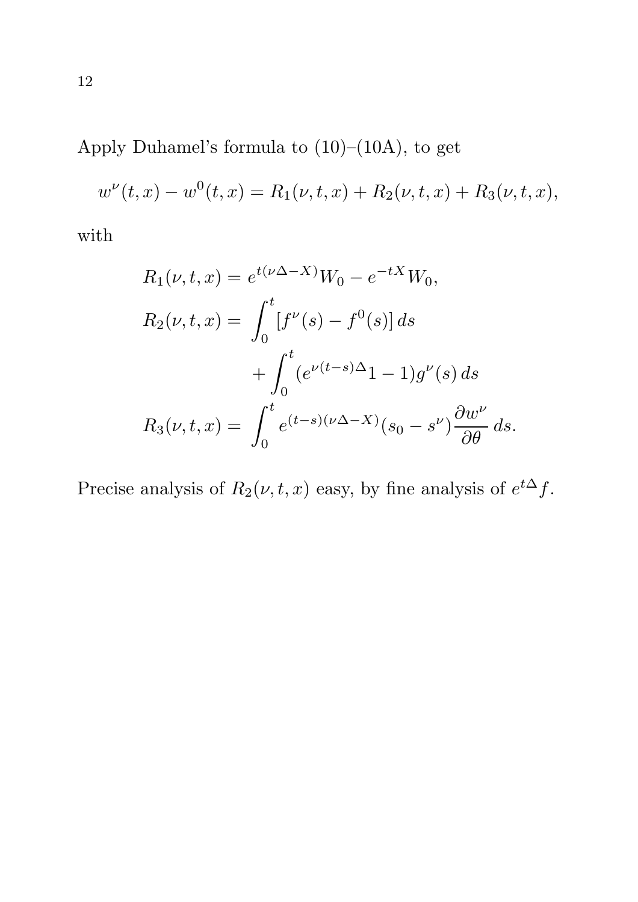Apply Duhamel's formula to (10)–(10A), to get

$$w^\nu(t,x) - w^0(t,x) = R_1(\nu,t,x) + R_2(\nu,t,x) + R_3(\nu,t,x),$$

with

$$\begin{aligned}
R_1(\nu,t,x) &= e^{t(\nu\Delta - X)}W_0 - e^{-tX}W_0, \\
R_2(\nu,t,x) &= \int_0^t [f^\nu(s) - f^0(s)]\,ds \\
&\qquad + \int_0^t (e^{\nu(t-s)\Delta}1 - 1)g^\nu(s)\,ds \\
R_3(\nu,t,x) &= \int_0^t e^{(t-s)(\nu\Delta - X)}(s_0 - s^\nu)\frac{\partial w^\nu}{\partial\theta}\,ds.
\end{aligned}$$

Precise analysis of $R_2(\nu,t,x)$ easy, by fine analysis of $e^{t\Delta}f$.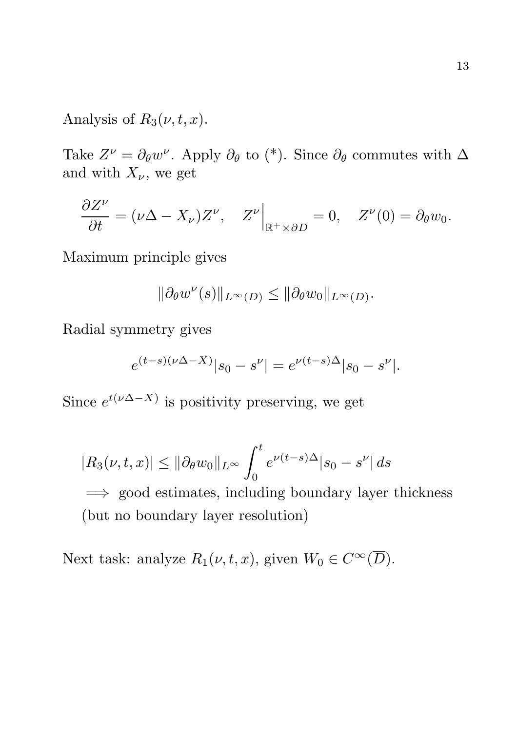Analysis of $R_3(\nu, t, x)$.

Take $Z^\nu = \partial_\theta w^\nu$. Apply $\partial_\theta$ to (*). Since $\partial_\theta$ commutes with $\Delta$ and with $X_\nu$, we get

$$\frac{\partial Z^\nu}{\partial t} = (\nu \Delta - X_\nu) Z^\nu, \quad Z^\nu \Big|_{\mathbb{R}^+ \times \partial D} = 0, \quad Z^\nu(0) = \partial_\theta w_0.$$

Maximum principle gives

$$\|\partial_\theta w^\nu(s)\|_{L^\infty(D)} \leq \|\partial_\theta w_0\|_{L^\infty(D)}.$$

Radial symmetry gives

$$e^{(t-s)(\nu\Delta - X)} |s_0 - s^\nu| = e^{\nu(t-s)\Delta} |s_0 - s^\nu|.$$

Since $e^{t(\nu \Delta - X)}$ is positivity preserving, we get

$$|R_3(\nu, t, x)| \leq \|\partial_\theta w_0\|_{L^\infty} \int_0^t e^{\nu(t-s)\Delta} |s_0 - s^\nu| \, ds$$

$\implies$ good estimates, including boundary layer thickness (but no boundary layer resolution)

Next task: analyze $R_1(\nu, t, x)$, given $W_0 \in C^\infty(\overline{D})$.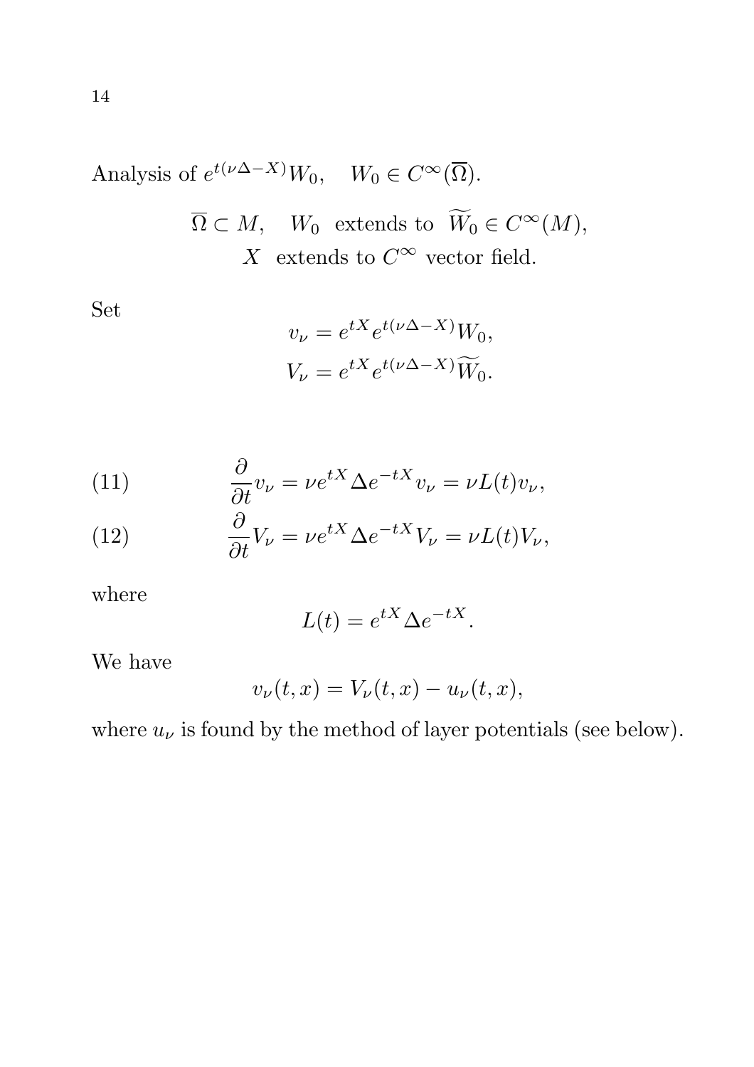Analysis of $e^{t(\nu\Delta - X)}W_0, \quad W_0 \in C^\infty(\overline{\Omega})$.

$$\overline{\Omega} \subset M, \quad W_0 \text{ extends to } \widetilde{W}_0 \in C^\infty(M),$$
$$X \text{ extends to } C^\infty \text{ vector field.}$$

Set

$$v_\nu = e^{tX} e^{t(\nu\Delta - X)} W_0,$$
$$V_\nu = e^{tX} e^{t(\nu\Delta - X)} \widetilde{W}_0.$$

$$\frac{\partial}{\partial t} v_\nu = \nu e^{tX} \Delta e^{-tX} v_\nu = \nu L(t) v_\nu, \tag{11}$$

$$\frac{\partial}{\partial t} V_\nu = \nu e^{tX} \Delta e^{-tX} V_\nu = \nu L(t) V_\nu, \tag{12}$$

where

$$L(t) = e^{tX} \Delta e^{-tX}.$$

We have

$$v_\nu(t, x) = V_\nu(t, x) - u_\nu(t, x),$$

where $u_\nu$ is found by the method of layer potentials (see below).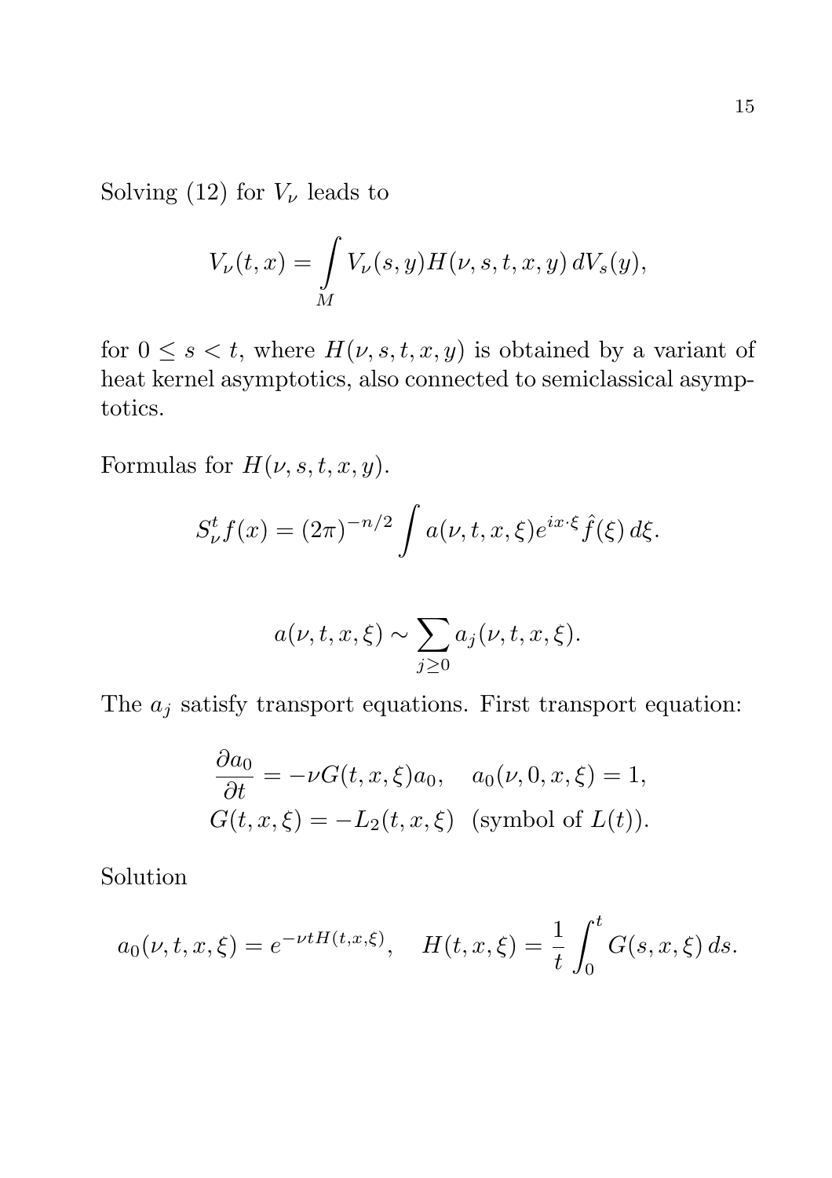Solving (12) for $V_\nu$ leads to

$$V_\nu(t,x) = \int\limits_M V_\nu(s,y) H(\nu,s,t,x,y)\, dV_s(y),$$

for $0 \le s < t$, where $H(\nu,s,t,x,y)$ is obtained by a variant of heat kernel asymptotics, also connected to semiclassical asymptotics.

Formulas for $H(\nu,s,t,x,y)$.

$$S_\nu^t f(x) = (2\pi)^{-n/2} \int a(\nu,t,x,\xi) e^{ix\cdot\xi} \hat{f}(\xi)\, d\xi.$$

$$a(\nu,t,x,\xi) \sim \sum_{j\ge 0} a_j(\nu,t,x,\xi).$$

The $a_j$ satisfy transport equations. First transport equation:

$$\begin{aligned} \frac{\partial a_0}{\partial t} &= -\nu G(t,x,\xi) a_0, \quad a_0(\nu,0,x,\xi) = 1, \\ G(t,x,\xi) &= -L_2(t,x,\xi) \ \ (\text{symbol of } L(t)). \end{aligned}$$

Solution

$$a_0(\nu,t,x,\xi) = e^{-\nu t H(t,x,\xi)}, \quad H(t,x,\xi) = \frac{1}{t}\int_0^t G(s,x,\xi)\, ds.$$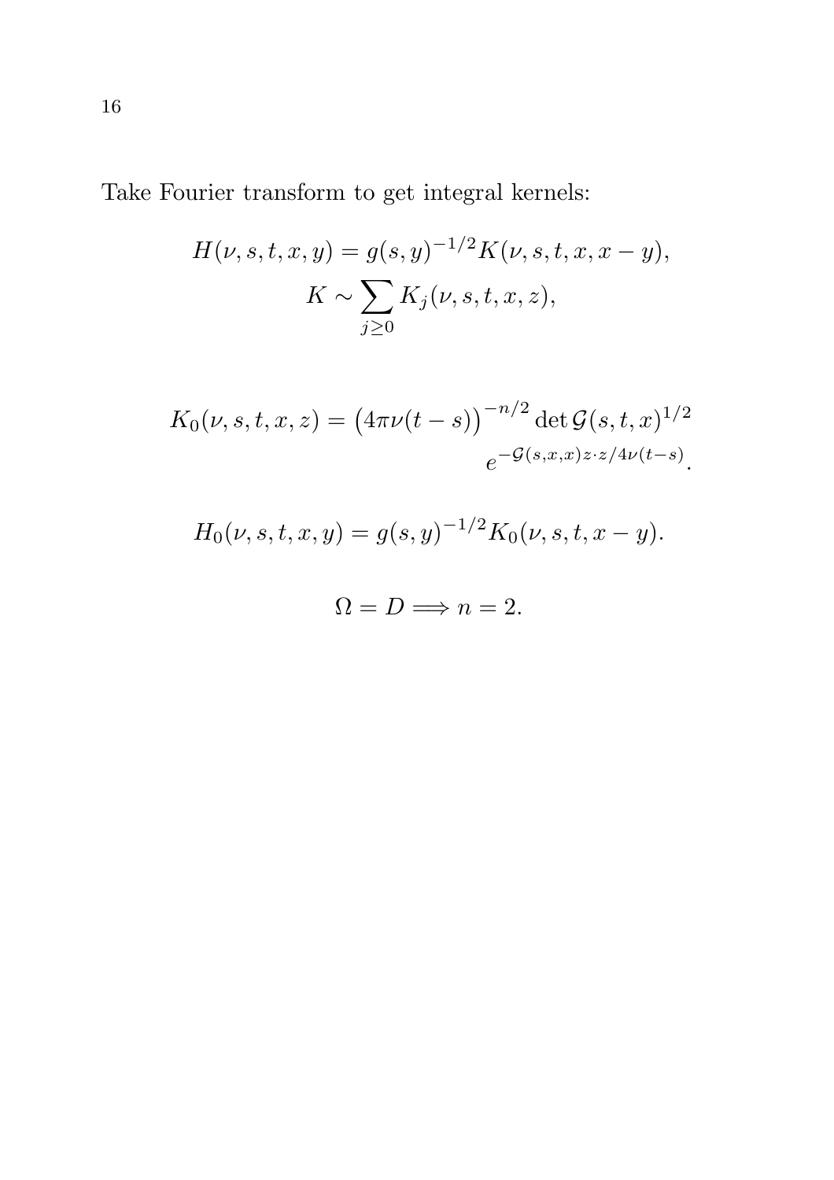Take Fourier transform to get integral kernels:

$$H(\nu, s, t, x, y) = g(s, y)^{-1/2} K(\nu, s, t, x, x - y),$$

$$K \sim \sum_{j \geq 0} K_j(\nu, s, t, x, z),$$

$$K_0(\nu, s, t, x, z) = \big(4\pi\nu(t - s)\big)^{-n/2} \det \mathcal{G}(s, t, x)^{1/2} e^{-\mathcal{G}(s,x,x) z \cdot z / 4\nu(t-s)}.$$

$$H_0(\nu, s, t, x, y) = g(s, y)^{-1/2} K_0(\nu, s, t, x - y).$$

$$\Omega = D \Longrightarrow n = 2.$$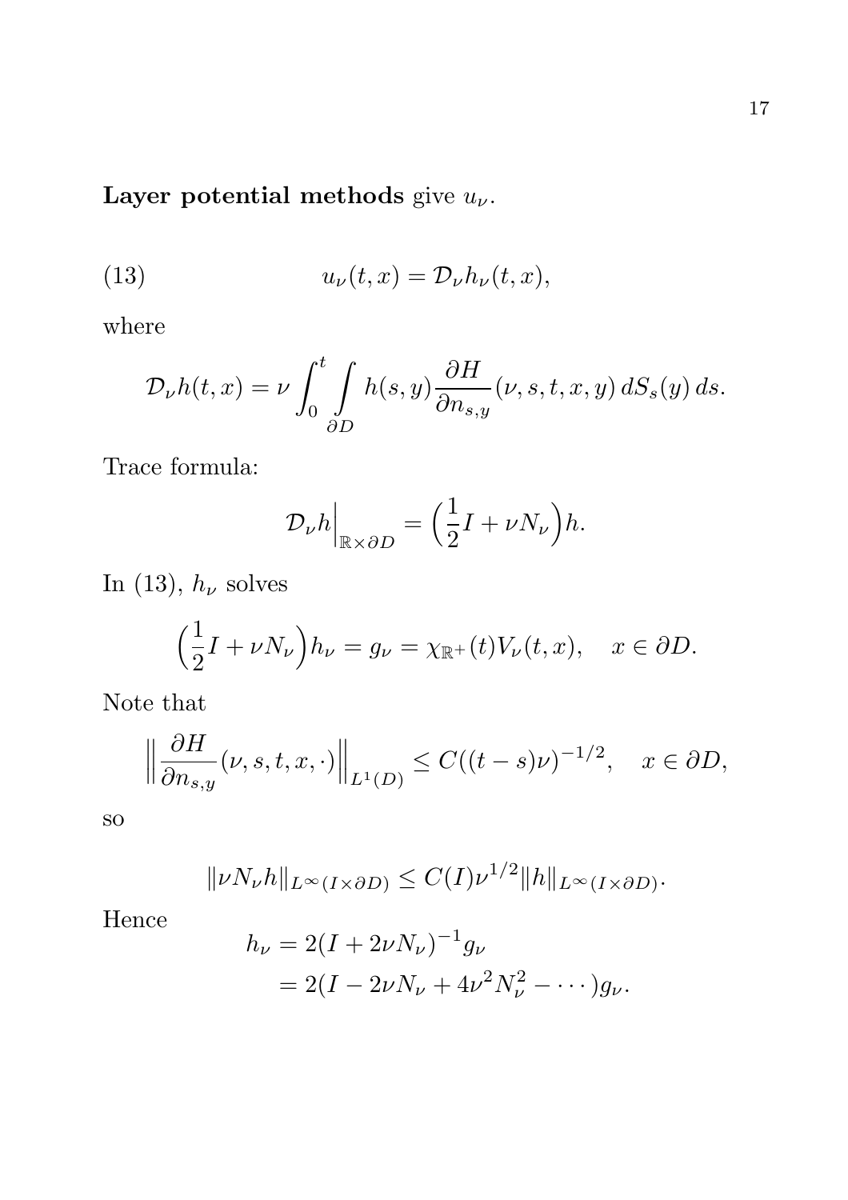**Layer potential methods** give $u_\nu$.

$$u_\nu(t,x) = \mathcal{D}_\nu h_\nu(t,x), \tag{13}$$

where

$$\mathcal{D}_\nu h(t,x) = \nu \int_0^t \int_{\partial D} h(s,y) \frac{\partial H}{\partial n_{s,y}}(\nu, s, t, x, y)\, dS_s(y)\, ds.$$

Trace formula:

$$\mathcal{D}_\nu h \Big|_{\mathbb{R}\times\partial D} = \Big(\frac{1}{2}I + \nu N_\nu\Big) h.$$

In (13), $h_\nu$ solves

$$\Big(\frac{1}{2}I + \nu N_\nu\Big) h_\nu = g_\nu = \chi_{\mathbb{R}^+}(t) V_\nu(t,x), \quad x \in \partial D.$$

Note that

$$\Big\| \frac{\partial H}{\partial n_{s,y}}(\nu, s, t, x, \cdot) \Big\|_{L^1(D)} \leq C((t-s)\nu)^{-1/2}, \quad x \in \partial D,$$

so

$$\|\nu N_\nu h\|_{L^\infty(I\times\partial D)} \leq C(I) \nu^{1/2} \|h\|_{L^\infty(I\times\partial D)}.$$

Hence

$$\begin{aligned} h_\nu &= 2(I + 2\nu N_\nu)^{-1} g_\nu \\ &= 2(I - 2\nu N_\nu + 4\nu^2 N_\nu^2 - \cdots) g_\nu. \end{aligned}$$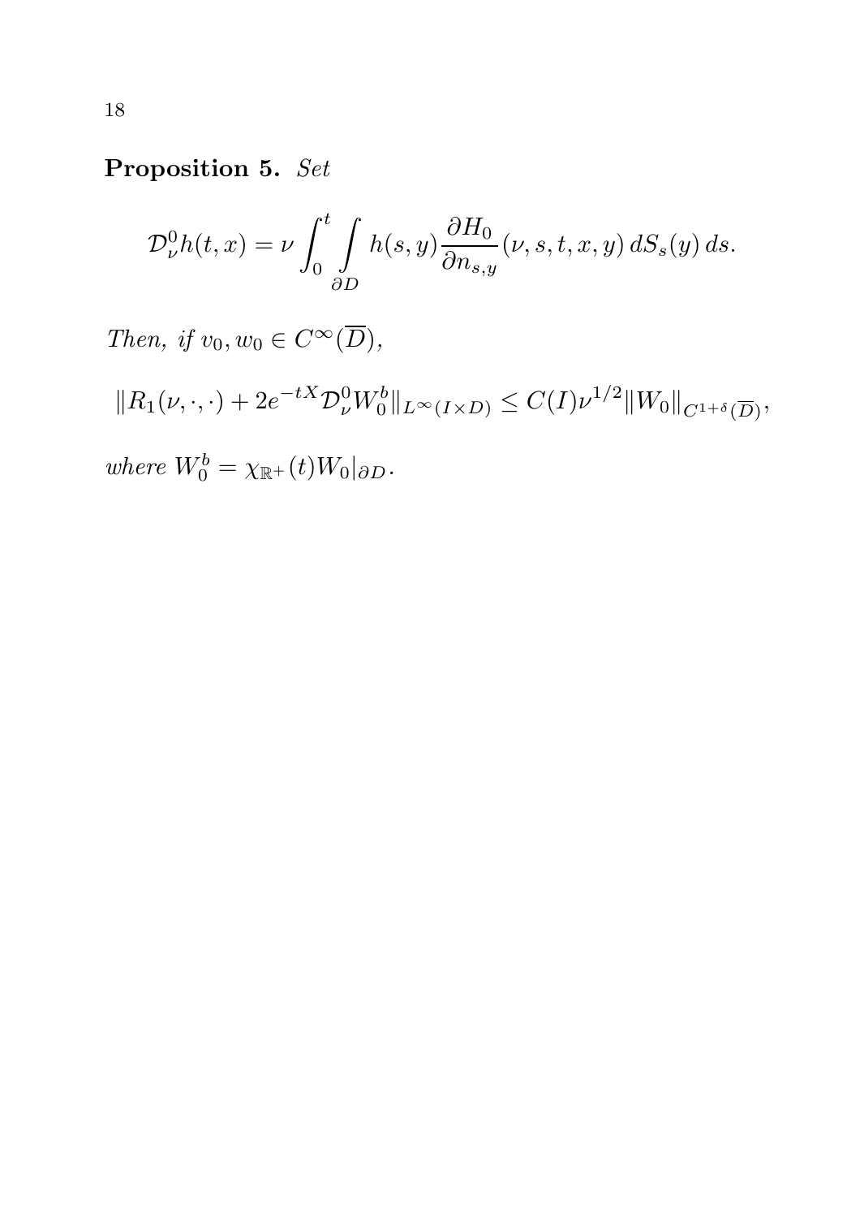**Proposition 5.** *Set*

$$\mathcal{D}_\nu^0 h(t,x) = \nu \int_0^t \int_{\partial D} h(s,y) \frac{\partial H_0}{\partial n_{s,y}}(\nu, s, t, x, y)\, dS_s(y)\, ds.$$

*Then, if* $v_0, w_0 \in C^\infty(\overline{D})$,

$$\|R_1(\nu,\cdot,\cdot) + 2e^{-tX}\mathcal{D}_\nu^0 W_0^b\|_{L^\infty(I\times D)} \leq C(I)\nu^{1/2}\|W_0\|_{C^{1+\delta}(\overline{D})},$$

*where* $W_0^b = \chi_{\mathbb{R}^+}(t) W_0|_{\partial D}$.